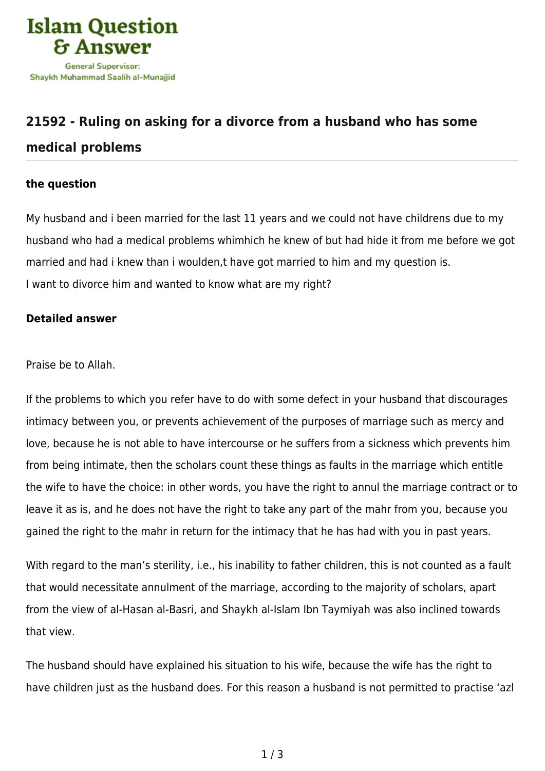Islam Question & Answer

General Supervisor: Shaykh Muhammad Saalih al-Munajjid

## 21592 - Ruling on asking for a divorce from a husband who has some medical problems

### the question

My husband and i been married for the last 11 years and we could not have childrens due to my husband who had a medical problems whimhich he knew of but had hide it from me before we got married and had i knew than i woulden,t have got married to him and my question is.
I want to divorce him and wanted to know what are my right?

### Detailed answer

Praise be to Allah.

If the problems to which you refer have to do with some defect in your husband that discourages intimacy between you, or prevents achievement of the purposes of marriage such as mercy and love, because he is not able to have intercourse or he suffers from a sickness which prevents him from being intimate, then the scholars count these things as faults in the marriage which entitle the wife to have the choice: in other words, you have the right to annul the marriage contract or to leave it as is, and he does not have the right to take any part of the mahr from you, because you gained the right to the mahr in return for the intimacy that he has had with you in past years.

With regard to the man's sterility, i.e., his inability to father children, this is not counted as a fault that would necessitate annulment of the marriage, according to the majority of scholars, apart from the view of al-Hasan al-Basri, and Shaykh al-Islam Ibn Taymiyah was also inclined towards that view.

The husband should have explained his situation to his wife, because the wife has the right to have children just as the husband does. For this reason a husband is not permitted to practise 'azl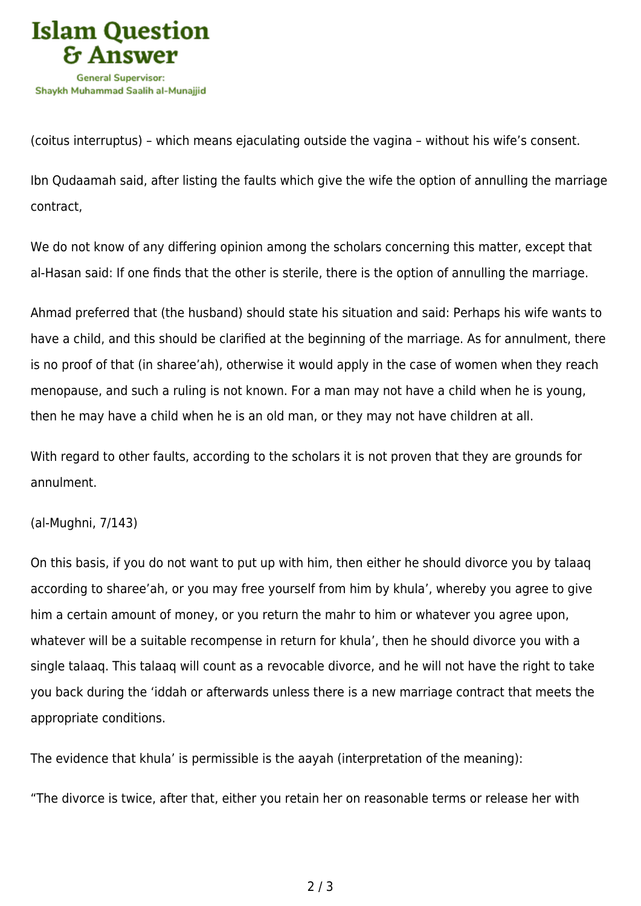(coitus interruptus) – which means ejaculating outside the vagina – without his wife's consent.

Ibn Qudaamah said, after listing the faults which give the wife the option of annulling the marriage contract,

We do not know of any differing opinion among the scholars concerning this matter, except that al-Hasan said: If one finds that the other is sterile, there is the option of annulling the marriage.

Ahmad preferred that (the husband) should state his situation and said: Perhaps his wife wants to have a child, and this should be clarified at the beginning of the marriage. As for annulment, there is no proof of that (in sharee'ah), otherwise it would apply in the case of women when they reach menopause, and such a ruling is not known. For a man may not have a child when he is young, then he may have a child when he is an old man, or they may not have children at all.

With regard to other faults, according to the scholars it is not proven that they are grounds for annulment.

(al-Mughni, 7/143)

On this basis, if you do not want to put up with him, then either he should divorce you by talaaq according to sharee'ah, or you may free yourself from him by khula', whereby you agree to give him a certain amount of money, or you return the mahr to him or whatever you agree upon, whatever will be a suitable recompense in return for khula', then he should divorce you with a single talaaq. This talaaq will count as a revocable divorce, and he will not have the right to take you back during the 'iddah or afterwards unless there is a new marriage contract that meets the appropriate conditions.

The evidence that khula' is permissible is the aayah (interpretation of the meaning):

"The divorce is twice, after that, either you retain her on reasonable terms or release her with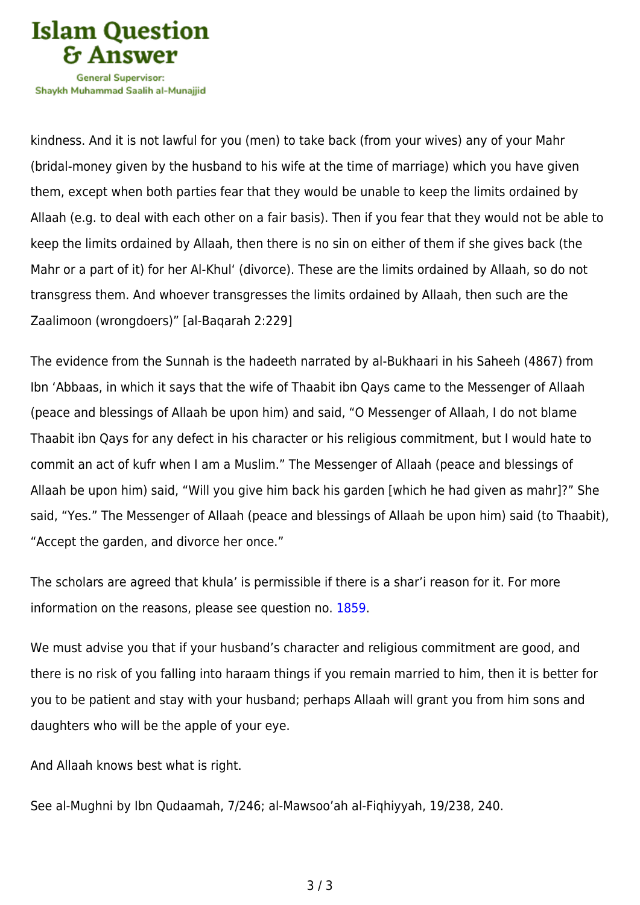kindness. And it is not lawful for you (men) to take back (from your wives) any of your Mahr (bridal-money given by the husband to his wife at the time of marriage) which you have given them, except when both parties fear that they would be unable to keep the limits ordained by Allaah (e.g. to deal with each other on a fair basis). Then if you fear that they would not be able to keep the limits ordained by Allaah, then there is no sin on either of them if she gives back (the Mahr or a part of it) for her Al-Khul' (divorce). These are the limits ordained by Allaah, so do not transgress them. And whoever transgresses the limits ordained by Allaah, then such are the Zaalimoon (wrongdoers)" [al-Baqarah 2:229]

The evidence from the Sunnah is the hadeeth narrated by al-Bukhaari in his Saheeh (4867) from Ibn 'Abbaas, in which it says that the wife of Thaabit ibn Qays came to the Messenger of Allaah (peace and blessings of Allaah be upon him) and said, "O Messenger of Allaah, I do not blame Thaabit ibn Qays for any defect in his character or his religious commitment, but I would hate to commit an act of kufr when I am a Muslim." The Messenger of Allaah (peace and blessings of Allaah be upon him) said, "Will you give him back his garden [which he had given as mahr]?" She said, "Yes." The Messenger of Allaah (peace and blessings of Allaah be upon him) said (to Thaabit), "Accept the garden, and divorce her once."

The scholars are agreed that khula' is permissible if there is a shar'i reason for it. For more information on the reasons, please see question no. 1859.

We must advise you that if your husband's character and religious commitment are good, and there is no risk of you falling into haraam things if you remain married to him, then it is better for you to be patient and stay with your husband; perhaps Allaah will grant you from him sons and daughters who will be the apple of your eye.

And Allaah knows best what is right.

See al-Mughni by Ibn Qudaamah, 7/246; al-Mawsoo'ah al-Fiqhiyyah, 19/238, 240.